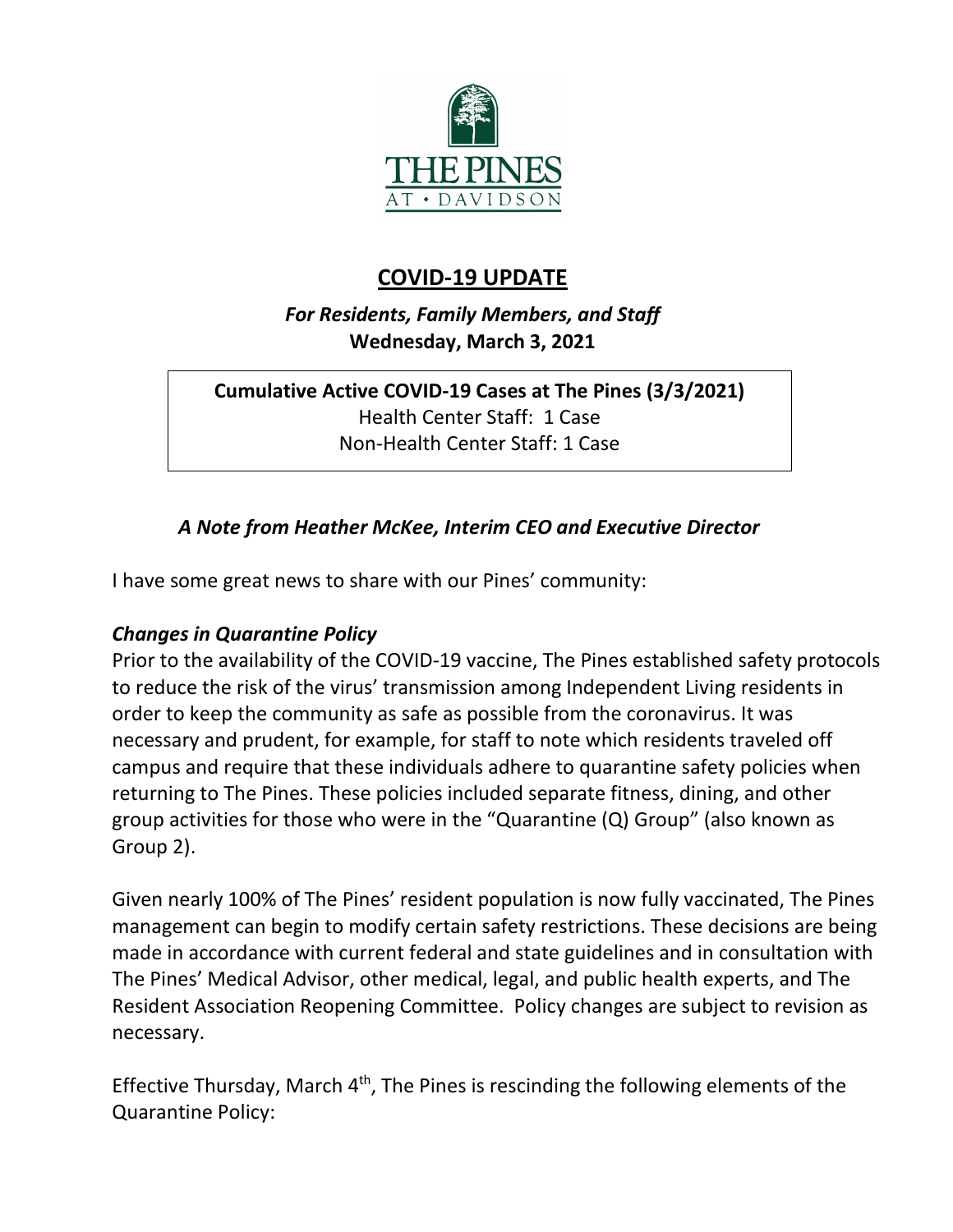THE PINES
AT • DAVIDSON

# COVID-19 UPDATE

***For Residents, Family Members, and Staff***
**Wednesday, March 3, 2021**

**Cumulative Active COVID-19 Cases at The Pines (3/3/2021)**
Health Center Staff: 1 Case
Non-Health Center Staff: 1 Case

### *A Note from Heather McKee, Interim CEO and Executive Director*

I have some great news to share with our Pines' community:

#### *Changes in Quarantine Policy*

Prior to the availability of the COVID-19 vaccine, The Pines established safety protocols to reduce the risk of the virus' transmission among Independent Living residents in order to keep the community as safe as possible from the coronavirus. It was necessary and prudent, for example, for staff to note which residents traveled off campus and require that these individuals adhere to quarantine safety policies when returning to The Pines. These policies included separate fitness, dining, and other group activities for those who were in the "Quarantine (Q) Group" (also known as Group 2).

Given nearly 100% of The Pines' resident population is now fully vaccinated, The Pines management can begin to modify certain safety restrictions. These decisions are being made in accordance with current federal and state guidelines and in consultation with The Pines' Medical Advisor, other medical, legal, and public health experts, and The Resident Association Reopening Committee. Policy changes are subject to revision as necessary.

Effective Thursday, March 4th, The Pines is rescinding the following elements of the Quarantine Policy: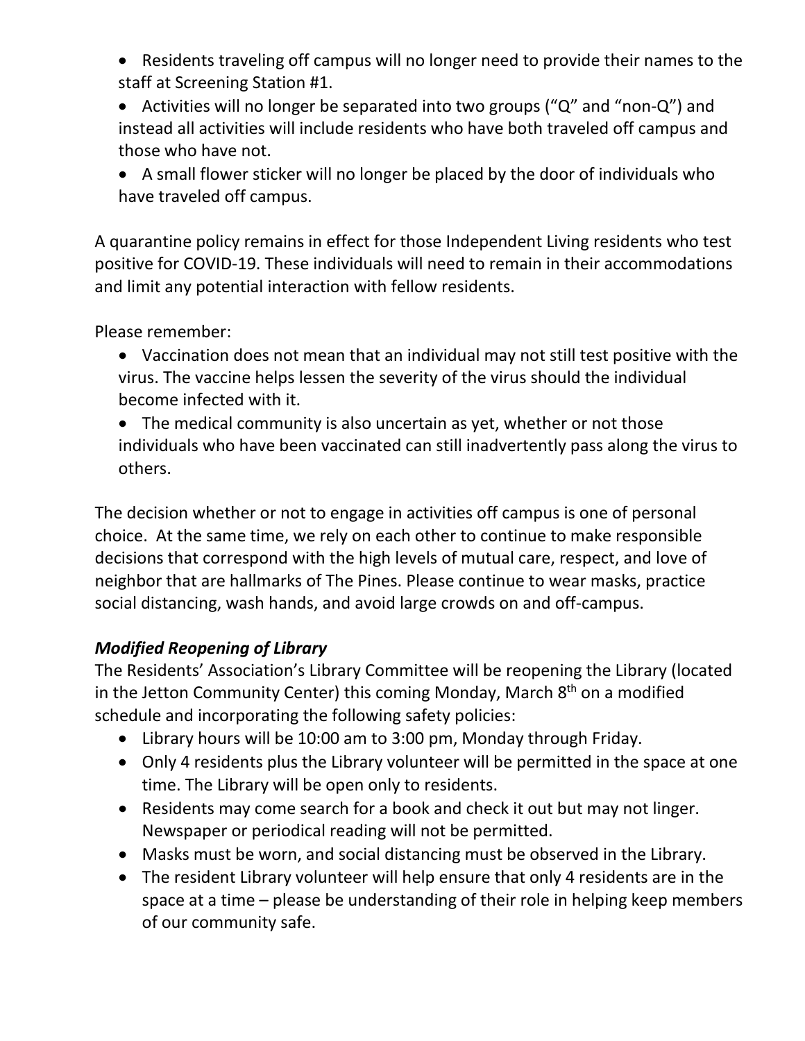- Residents traveling off campus will no longer need to provide their names to the staff at Screening Station #1.
- Activities will no longer be separated into two groups ("Q" and "non-Q") and instead all activities will include residents who have both traveled off campus and those who have not.
- A small flower sticker will no longer be placed by the door of individuals who have traveled off campus.

A quarantine policy remains in effect for those Independent Living residents who test positive for COVID-19. These individuals will need to remain in their accommodations and limit any potential interaction with fellow residents.

Please remember:

- Vaccination does not mean that an individual may not still test positive with the virus. The vaccine helps lessen the severity of the virus should the individual become infected with it.
- The medical community is also uncertain as yet, whether or not those individuals who have been vaccinated can still inadvertently pass along the virus to others.

The decision whether or not to engage in activities off campus is one of personal choice. At the same time, we rely on each other to continue to make responsible decisions that correspond with the high levels of mutual care, respect, and love of neighbor that are hallmarks of The Pines. Please continue to wear masks, practice social distancing, wash hands, and avoid large crowds on and off-campus.

### ***Modified Reopening of Library***

The Residents' Association's Library Committee will be reopening the Library (located in the Jetton Community Center) this coming Monday, March 8th on a modified schedule and incorporating the following safety policies:

- Library hours will be 10:00 am to 3:00 pm, Monday through Friday.
- Only 4 residents plus the Library volunteer will be permitted in the space at one time. The Library will be open only to residents.
- Residents may come search for a book and check it out but may not linger. Newspaper or periodical reading will not be permitted.
- Masks must be worn, and social distancing must be observed in the Library.
- The resident Library volunteer will help ensure that only 4 residents are in the space at a time – please be understanding of their role in helping keep members of our community safe.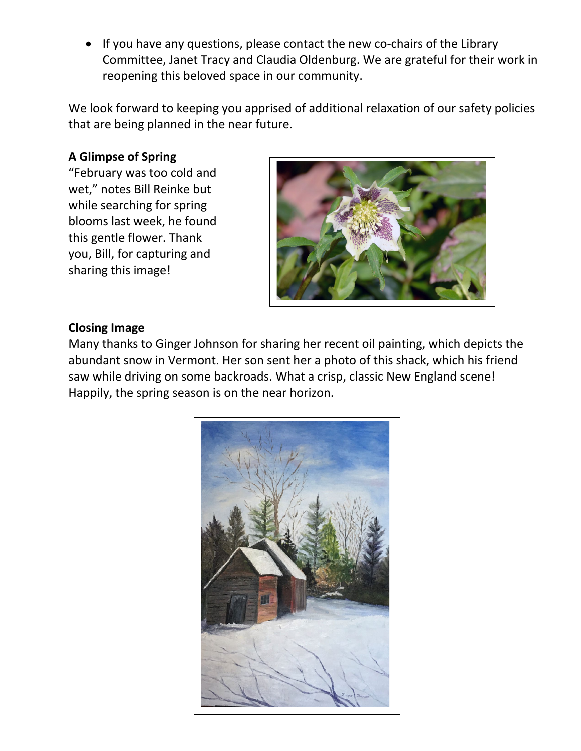- If you have any questions, please contact the new co-chairs of the Library Committee, Janet Tracy and Claudia Oldenburg. We are grateful for their work in reopening this beloved space in our community.

We look forward to keeping you apprised of additional relaxation of our safety policies that are being planned in the near future.

**A Glimpse of Spring**

"February was too cold and wet," notes Bill Reinke but while searching for spring blooms last week, he found this gentle flower. Thank you, Bill, for capturing and sharing this image!

**Closing Image**

Many thanks to Ginger Johnson for sharing her recent oil painting, which depicts the abundant snow in Vermont. Her son sent her a photo of this shack, which his friend saw while driving on some backroads. What a crisp, classic New England scene! Happily, the spring season is on the near horizon.